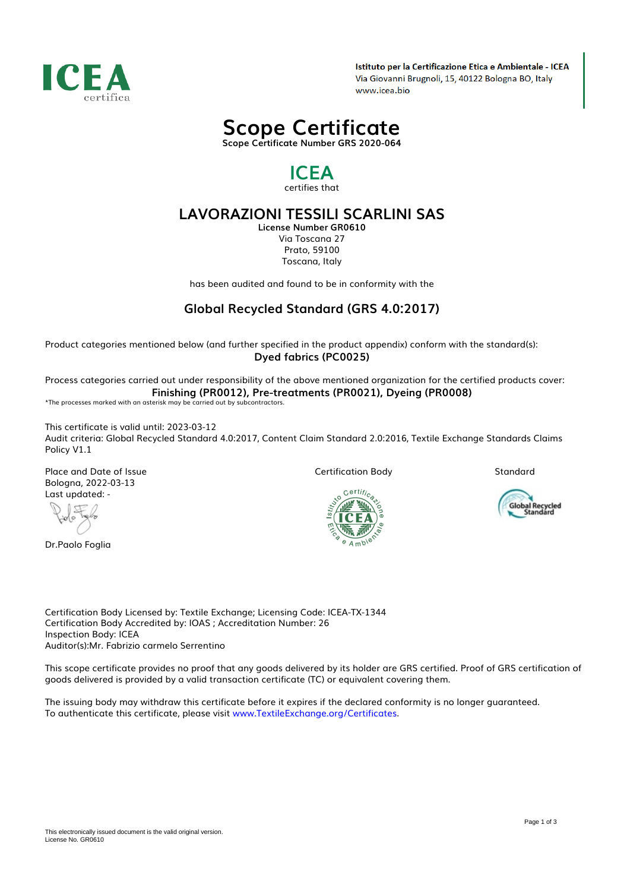ICEA certifica

**Istituto per la Certificazione Etica e Ambientale - ICEA**
Via Giovanni Brugnoli, 15, 40122 Bologna BO, Italy
www.icea.bio

# Scope Certificate

**Scope Certificate Number GRS 2020-064**

## ICEA

certifies that

## LAVORAZIONI TESSILI SCARLINI SAS

**License Number GR0610**
Via Toscana 27
Prato, 59100
Toscana, Italy

has been audited and found to be in conformity with the

### Global Recycled Standard (GRS 4.0:2017)

Product categories mentioned below (and further specified in the product appendix) conform with the standard(s):

**Dyed fabrics (PC0025)**

Process categories carried out under responsibility of the above mentioned organization for the certified products cover:

**Finishing (PR0012), Pre-treatments (PR0021), Dyeing (PR0008)**

*The processes marked with an asterisk may be carried out by subcontractors.

This certificate is valid until: 2023-03-12
Audit criteria: Global Recycled Standard 4.0:2017, Content Claim Standard 2.0:2016, Textile Exchange Standards Claims Policy V1.1

Place and Date of Issue
Bologna, 2022-03-13
Last updated: -

Dr.Paolo Foglia

Certification Body

Standard

Certification Body Licensed by: Textile Exchange; Licensing Code: ICEA-TX-1344
Certification Body Accredited by: IOAS ; Accreditation Number: 26
Inspection Body: ICEA
Auditor(s):Mr. Fabrizio carmelo Serrentino

This scope certificate provides no proof that any goods delivered by its holder are GRS certified. Proof of GRS certification of goods delivered is provided by a valid transaction certificate (TC) or equivalent covering them.

The issuing body may withdraw this certificate before it expires if the declared conformity is no longer guaranteed.
To authenticate this certificate, please visit www.TextileExchange.org/Certificates.

This electronically issued document is the valid original version.
License No. GR0610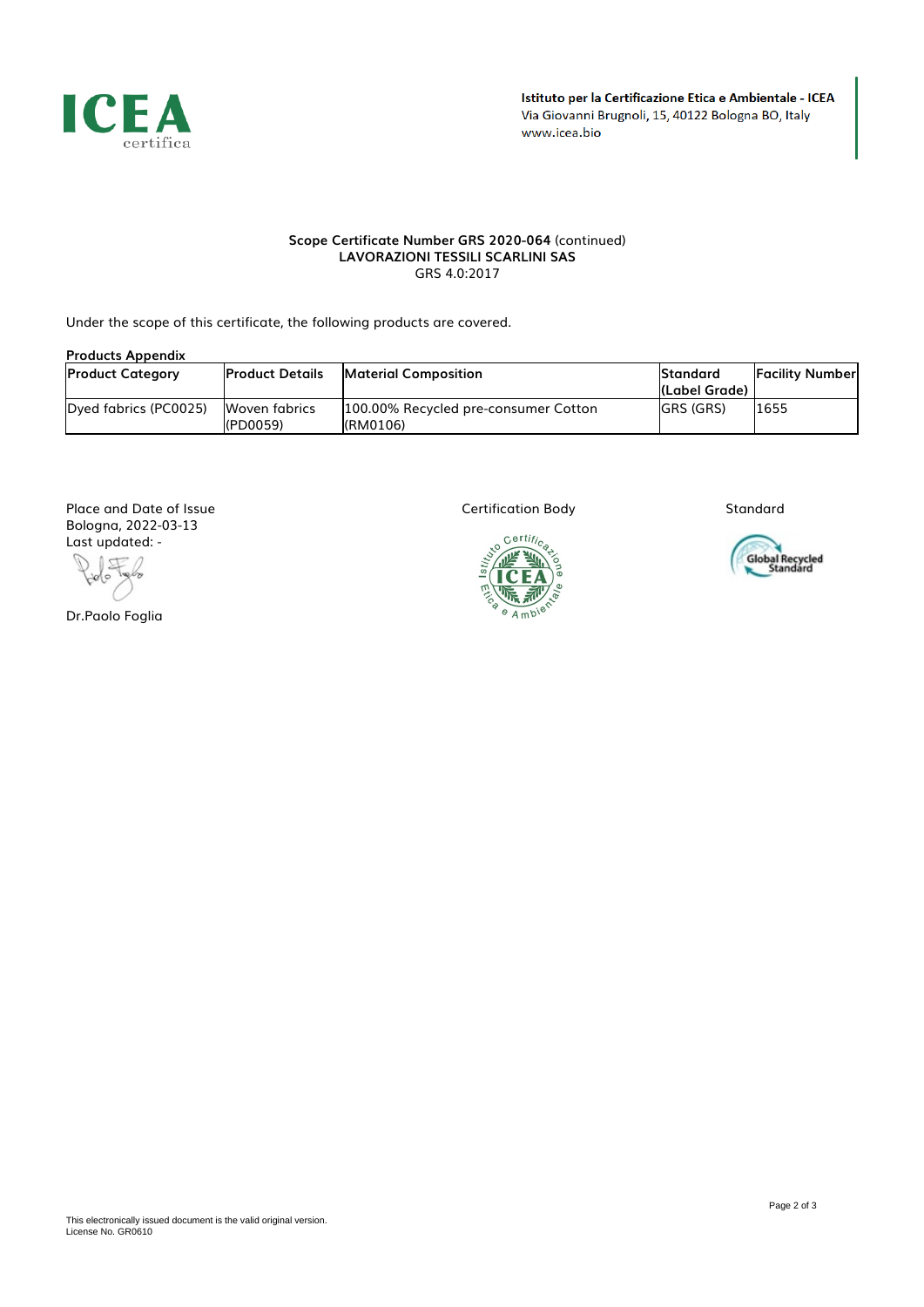Istituto per la Certificazione Etica e Ambientale - ICEA
Via Giovanni Brugnoli, 15, 40122 Bologna BO, Italy
www.icea.bio

**Scope Certificate Number GRS 2020-064** (continued)
**LAVORAZIONI TESSILI SCARLINI SAS**
GRS 4.0:2017

Under the scope of this certificate, the following products are covered.

**Products Appendix**

| Product Category | Product Details | Material Composition | Standard (Label Grade) | Facility Number |
|---|---|---|---|---|
| Dyed fabrics (PC0025) | Woven fabrics (PD0059) | 100.00% Recycled pre-consumer Cotton (RM0106) | GRS (GRS) | 1655 |

Place and Date of Issue
Bologna, 2022-03-13
Last updated: -

Dr.Paolo Foglia

Certification Body

Standard

This electronically issued document is the valid original version.
License No. GR0610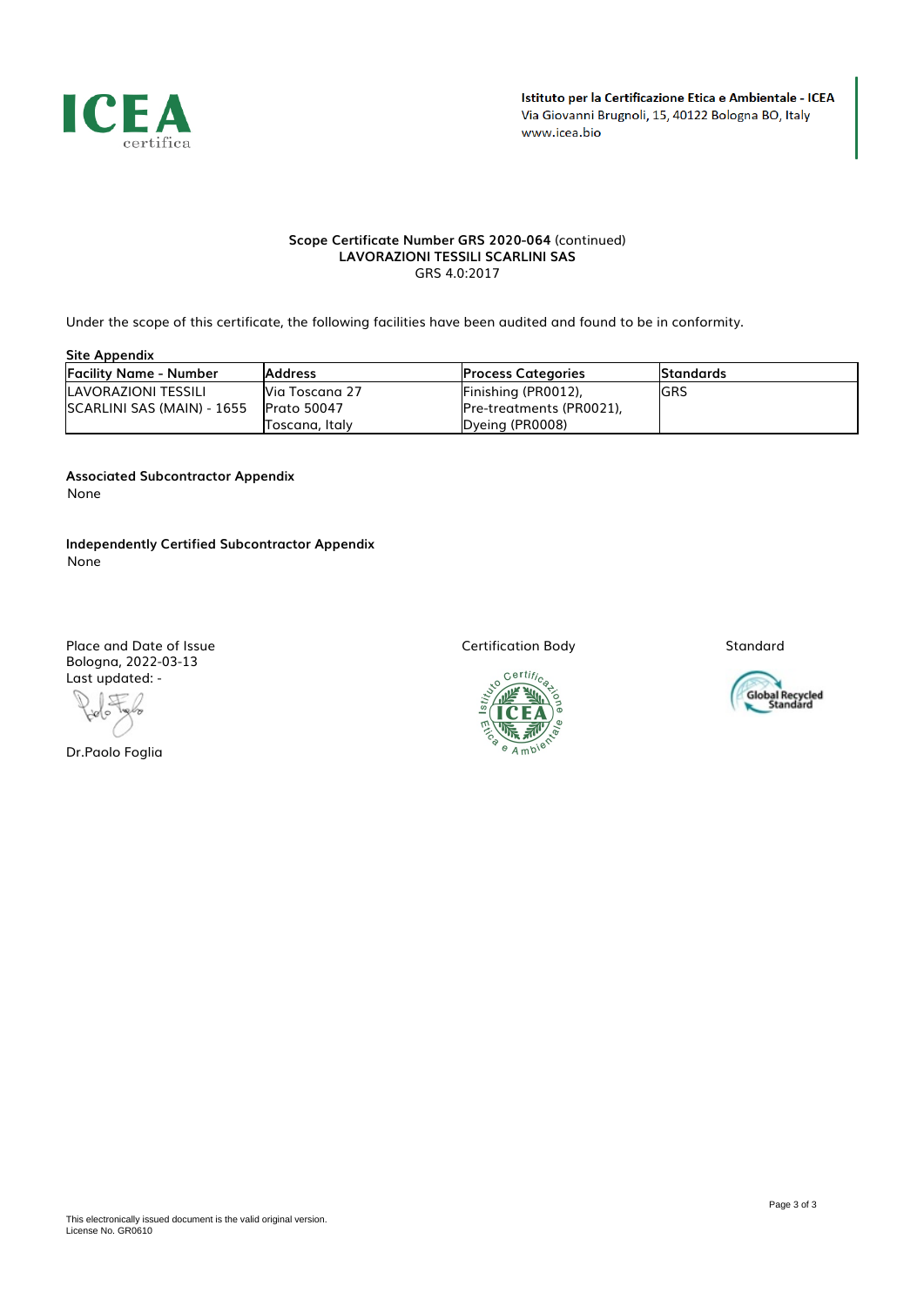ICEA certifica

**Istituto per la Certificazione Etica e Ambientale - ICEA**
Via Giovanni Brugnoli, 15, 40122 Bologna BO, Italy
www.icea.bio

**Scope Certificate Number GRS 2020-064** (continued)
**LAVORAZIONI TESSILI SCARLINI SAS**
GRS 4.0:2017

Under the scope of this certificate, the following facilities have been audited and found to be in conformity.

**Site Appendix**

| Facility Name - Number | Address | Process Categories | Standards |
|---|---|---|---|
| LAVORAZIONI TESSILI SCARLINI SAS (MAIN) - 1655 | Via Toscana 27<br>Prato 50047<br>Toscana, Italy | Finishing (PR0012),<br>Pre-treatments (PR0021),<br>Dyeing (PR0008) | GRS |

**Associated Subcontractor Appendix**
None

**Independently Certified Subcontractor Appendix**
None

Place and Date of Issue
Bologna, 2022-03-13
Last updated: -

Dr.Paolo Foglia

Certification Body

Standard

This electronically issued document is the valid original version.
License No. GR0610